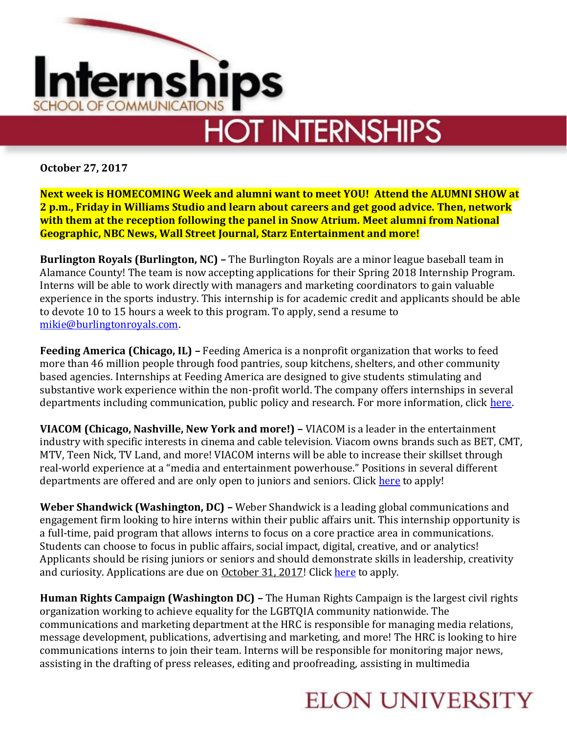# Internships

SCHOOL OF COMMUNICATIONS

## HOT INTERNSHIPS

**October 27, 2017**

**Next week is HOMECOMING Week and alumni want to meet YOU! Attend the ALUMNI SHOW at 2 p.m., Friday in Williams Studio and learn about careers and get good advice. Then, network with them at the reception following the panel in Snow Atrium. Meet alumni from National Geographic, NBC News, Wall Street Journal, Starz Entertainment and more!**

**Burlington Royals (Burlington, NC) –** The Burlington Royals are a minor league baseball team in Alamance County! The team is now accepting applications for their Spring 2018 Internship Program. Interns will be able to work directly with managers and marketing coordinators to gain valuable experience in the sports industry. This internship is for academic credit and applicants should be able to devote 10 to 15 hours a week to this program. To apply, send a resume to mikie@burlingtonroyals.com.

**Feeding America (Chicago, IL) –** Feeding America is a nonprofit organization that works to feed more than 46 million people through food pantries, soup kitchens, shelters, and other community based agencies. Internships at Feeding America are designed to give students stimulating and substantive work experience within the non-profit world. The company offers internships in several departments including communication, public policy and research. For more information, click here.

**VIACOM (Chicago, Nashville, New York and more!) –** VIACOM is a leader in the entertainment industry with specific interests in cinema and cable television. Viacom owns brands such as BET, CMT, MTV, Teen Nick, TV Land, and more! VIACOM interns will be able to increase their skillset through real-world experience at a "media and entertainment powerhouse." Positions in several different departments are offered and are only open to juniors and seniors. Click here to apply!

**Weber Shandwick (Washington, DC) –** Weber Shandwick is a leading global communications and engagement firm looking to hire interns within their public affairs unit. This internship opportunity is a full-time, paid program that allows interns to focus on a core practice area in communications. Students can choose to focus in public affairs, social impact, digital, creative, and or analytics! Applicants should be rising juniors or seniors and should demonstrate skills in leadership, creativity and curiosity. Applications are due on October 31, 2017! Click here to apply.

**Human Rights Campaign (Washington DC) –** The Human Rights Campaign is the largest civil rights organization working to achieve equality for the LGBTQIA community nationwide. The communications and marketing department at the HRC is responsible for managing media relations, message development, publications, advertising and marketing, and more! The HRC is looking to hire communications interns to join their team. Interns will be responsible for monitoring major news, assisting in the drafting of press releases, editing and proofreading, assisting in multimedia

ELON UNIVERSITY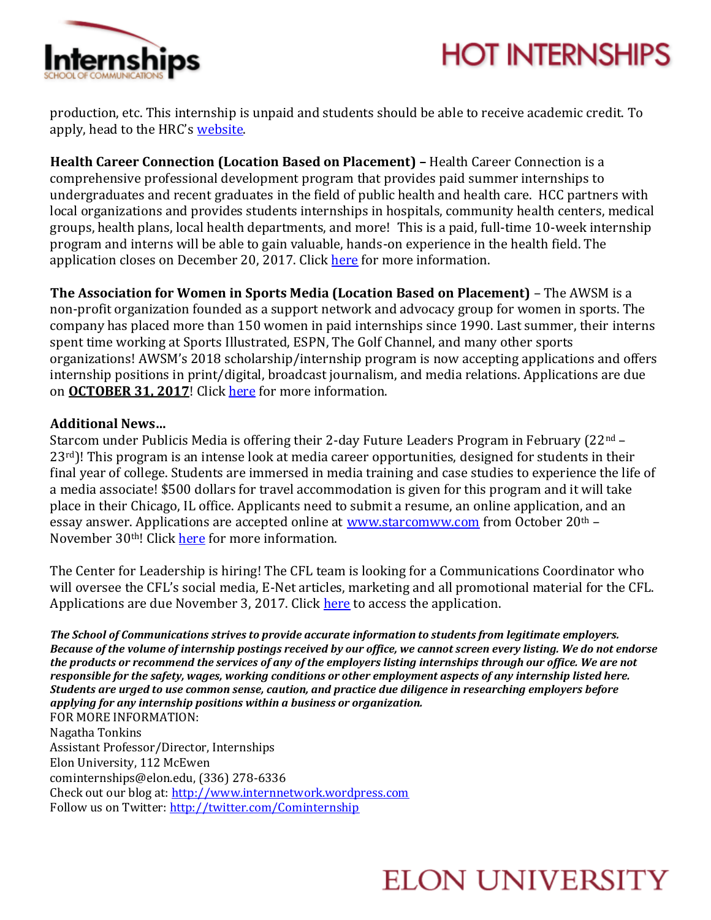production, etc. This internship is unpaid and students should be able to receive academic credit. To apply, head to the HRC's website.

**Health Career Connection (Location Based on Placement) –** Health Career Connection is a comprehensive professional development program that provides paid summer internships to undergraduates and recent graduates in the field of public health and health care. HCC partners with local organizations and provides students internships in hospitals, community health centers, medical groups, health plans, local health departments, and more! This is a paid, full-time 10-week internship program and interns will be able to gain valuable, hands-on experience in the health field. The application closes on December 20, 2017. Click here for more information.

**The Association for Women in Sports Media (Location Based on Placement)** – The AWSM is a non-profit organization founded as a support network and advocacy group for women in sports. The company has placed more than 150 women in paid internships since 1990. Last summer, their interns spent time working at Sports Illustrated, ESPN, The Golf Channel, and many other sports organizations! AWSM's 2018 scholarship/internship program is now accepting applications and offers internship positions in print/digital, broadcast journalism, and media relations. Applications are due on **OCTOBER 31, 2017**! Click here for more information.

**Additional News…**

Starcom under Publicis Media is offering their 2-day Future Leaders Program in February (22nd – 23rd)! This program is an intense look at media career opportunities, designed for students in their final year of college. Students are immersed in media training and case studies to experience the life of a media associate! $500 dollars for travel accommodation is given for this program and it will take place in their Chicago, IL office. Applicants need to submit a resume, an online application, and an essay answer. Applications are accepted online at www.starcomww.com from October 20th – November 30th! Click here for more information.

The Center for Leadership is hiring! The CFL team is looking for a Communications Coordinator who will oversee the CFL's social media, E-Net articles, marketing and all promotional material for the CFL. Applications are due November 3, 2017. Click here to access the application.

***The School of Communications strives to provide accurate information to students from legitimate employers. Because of the volume of internship postings received by our office, we cannot screen every listing. We do not endorse the products or recommend the services of any of the employers listing internships through our office. We are not responsible for the safety, wages, working conditions or other employment aspects of any internship listed here. Students are urged to use common sense, caution, and practice due diligence in researching employers before applying for any internship positions within a business or organization.***

FOR MORE INFORMATION:
Nagatha Tonkins
Assistant Professor/Director, Internships
Elon University, 112 McEwen
cominternships@elon.edu, (336) 278-6336
Check out our blog at: http://www.internnetwork.wordpress.com
Follow us on Twitter: http://twitter.com/Cominternship